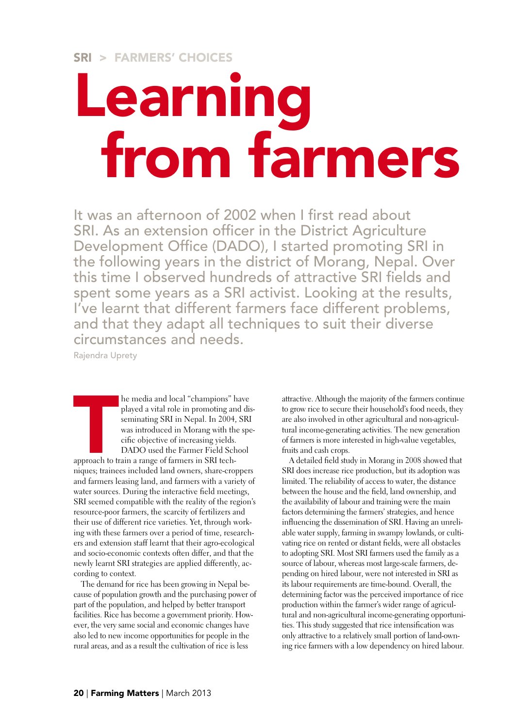SRI > FARMERS' CHOICES

# Learning from farmers

It was an afternoon of 2002 when I first read about SRI. As an extension officer in the District Agriculture Development Office (DADO), I started promoting SRI in the following years in the district of Morang, Nepal. Over this time I observed hundreds of attractive SRI fields and spent some years as a SRI activist. Looking at the results, I've learnt that different farmers face different problems, and that they adapt all techniques to suit their diverse circumstances and needs.

Rajendra Uprety

The media and local "champions" have played a vital role in promoting and disseminating SRI in Nepal. In 2004, SRI was introduced in Morang with the specific objective of increasing yields. DADO used the Farmer Field School approach to train a range of farmers in SRI techniques; trainees included land owners, share-croppers and farmers leasing land, and farmers with a variety of water sources. During the interactive field meetings, SRI seemed compatible with the reality of the region's resource-poor farmers, the scarcity of fertilizers and their use of different rice varieties. Yet, through working with these farmers over a period of time, researchers and extension staff learnt that their agro-ecological and socio-economic contexts often differ, and that the newly learnt SRI strategies are applied differently, according to context.

The demand for rice has been growing in Nepal because of population growth and the purchasing power of part of the population, and helped by better transport facilities. Rice has become a government priority. However, the very same social and economic changes have also led to new income opportunities for people in the rural areas, and as a result the cultivation of rice is less attractive. Although the majority of the farmers continue to grow rice to secure their household's food needs, they are also involved in other agricultural and non-agricultural income-generating activities. The new generation of farmers is more interested in high-value vegetables, fruits and cash crops.

A detailed field study in Morang in 2008 showed that SRI does increase rice production, but its adoption was limited. The reliability of access to water, the distance between the house and the field, land ownership, and the availability of labour and training were the main factors determining the farmers' strategies, and hence influencing the dissemination of SRI. Having an unreliable water supply, farming in swampy lowlands, or cultivating rice on rented or distant fields, were all obstacles to adopting SRI. Most SRI farmers used the family as a source of labour, whereas most large-scale farmers, depending on hired labour, were not interested in SRI as its labour requirements are time-bound. Overall, the determining factor was the perceived importance of rice production within the farmer's wider range of agricultural and non-agricultural income-generating opportunities. This study suggested that rice intensification was only attractive to a relatively small portion of land-owning rice farmers with a low dependency on hired labour.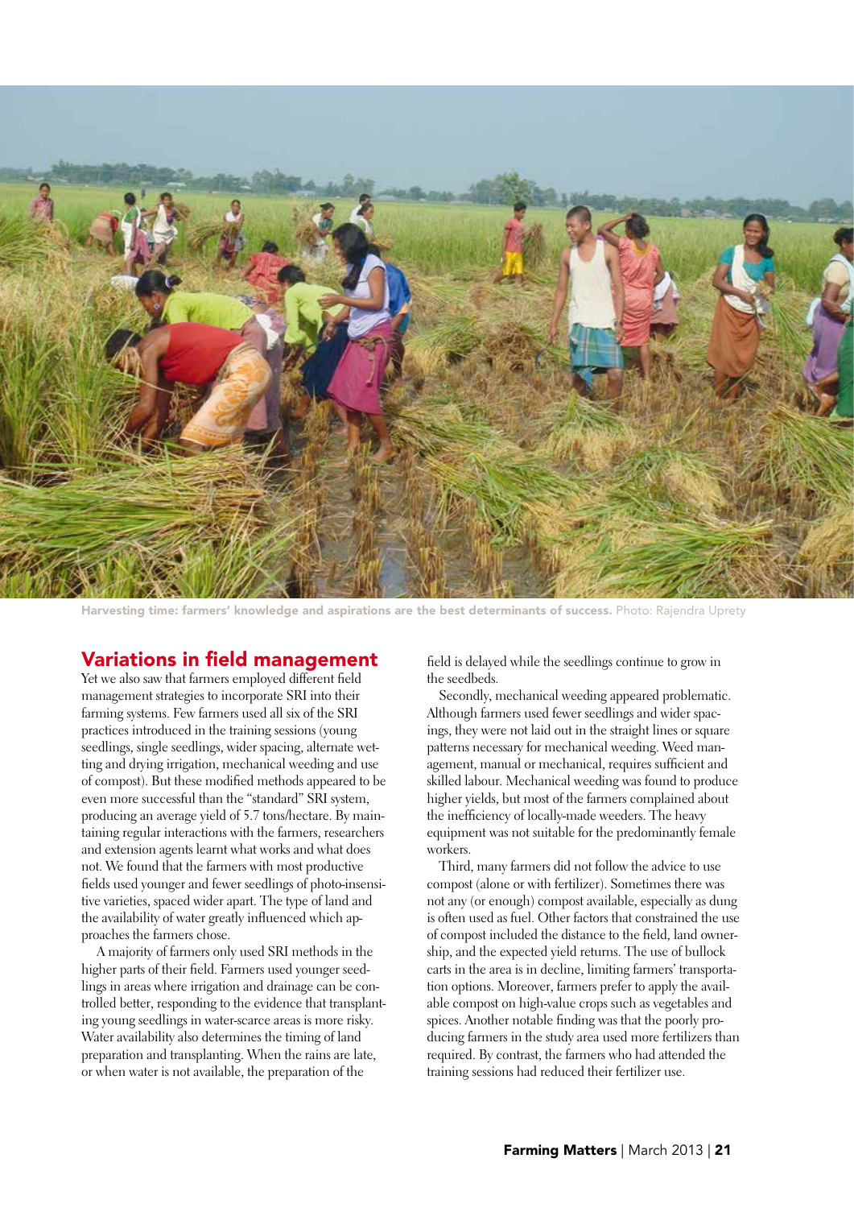Harvesting time: farmers' knowledge and aspirations are the best determinants of success. Photo: Rajendra Uprety

## Variations in field management

Yet we also saw that farmers employed different field management strategies to incorporate SRI into their farming systems. Few farmers used all six of the SRI practices introduced in the training sessions (young seedlings, single seedlings, wider spacing, alternate wetting and drying irrigation, mechanical weeding and use of compost). But these modified methods appeared to be even more successful than the "standard" SRI system, producing an average yield of 5.7 tons/hectare. By maintaining regular interactions with the farmers, researchers and extension agents learnt what works and what does not. We found that the farmers with most productive fields used younger and fewer seedlings of photo-insensitive varieties, spaced wider apart. The type of land and the availability of water greatly influenced which approaches the farmers chose.

A majority of farmers only used SRI methods in the higher parts of their field. Farmers used younger seedlings in areas where irrigation and drainage can be controlled better, responding to the evidence that transplanting young seedlings in water-scarce areas is more risky. Water availability also determines the timing of land preparation and transplanting. When the rains are late, or when water is not available, the preparation of the field is delayed while the seedlings continue to grow in the seedbeds.

Secondly, mechanical weeding appeared problematic. Although farmers used fewer seedlings and wider spacings, they were not laid out in the straight lines or square patterns necessary for mechanical weeding. Weed management, manual or mechanical, requires sufficient and skilled labour. Mechanical weeding was found to produce higher yields, but most of the farmers complained about the inefficiency of locally-made weeders. The heavy equipment was not suitable for the predominantly female workers.

Third, many farmers did not follow the advice to use compost (alone or with fertilizer). Sometimes there was not any (or enough) compost available, especially as dung is often used as fuel. Other factors that constrained the use of compost included the distance to the field, land ownership, and the expected yield returns. The use of bullock carts in the area is in decline, limiting farmers' transportation options. Moreover, farmers prefer to apply the available compost on high-value crops such as vegetables and spices. Another notable finding was that the poorly producing farmers in the study area used more fertilizers than required. By contrast, the farmers who had attended the training sessions had reduced their fertilizer use.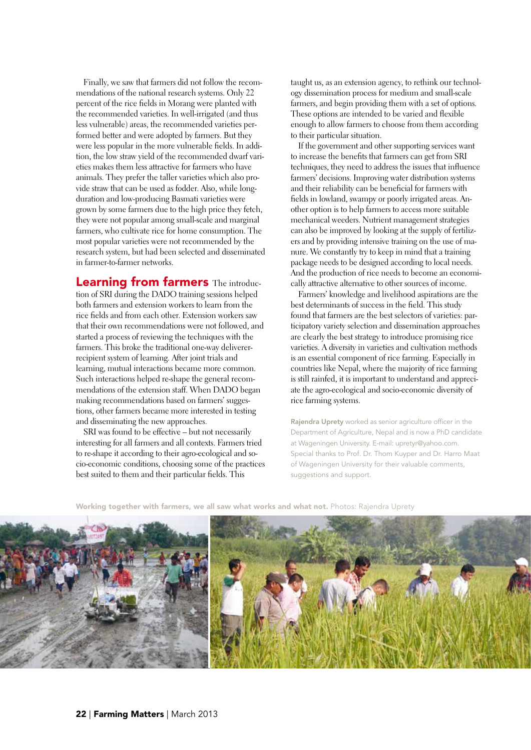Finally, we saw that farmers did not follow the recommendations of the national research systems. Only 22 percent of the rice fields in Morang were planted with the recommended varieties. In well-irrigated (and thus less vulnerable) areas, the recommended varieties performed better and were adopted by farmers. But they were less popular in the more vulnerable fields. In addition, the low straw yield of the recommended dwarf varieties makes them less attractive for farmers who have animals. They prefer the taller varieties which also provide straw that can be used as fodder. Also, while long-duration and low-producing Basmati varieties were grown by some farmers due to the high price they fetch, they were not popular among small-scale and marginal farmers, who cultivate rice for home consumption. The most popular varieties were not recommended by the research system, but had been selected and disseminated in farmer-to-farmer networks.

## Learning from farmers

The introduction of SRI during the DADO training sessions helped both farmers and extension workers to learn from the rice fields and from each other. Extension workers saw that their own recommendations were not followed, and started a process of reviewing the techniques with the farmers. This broke the traditional one-way deliverer-recipient system of learning. After joint trials and learning, mutual interactions became more common. Such interactions helped re-shape the general recommendations of the extension staff. When DADO began making recommendations based on farmers' suggestions, other farmers became more interested in testing and disseminating the new approaches.

SRI was found to be effective – but not necessarily interesting for all farmers and all contexts. Farmers tried to re-shape it according to their agro-ecological and socio-economic conditions, choosing some of the practices best suited to them and their particular fields. This taught us, as an extension agency, to rethink our technology dissemination process for medium and small-scale farmers, and begin providing them with a set of options. These options are intended to be varied and flexible enough to allow farmers to choose from them according to their particular situation.

If the government and other supporting services want to increase the benefits that farmers can get from SRI techniques, they need to address the issues that influence farmers' decisions. Improving water distribution systems and their reliability can be beneficial for farmers with fields in lowland, swampy or poorly irrigated areas. Another option is to help farmers to access more suitable mechanical weeders. Nutrient management strategies can also be improved by looking at the supply of fertilizers and by providing intensive training on the use of manure. We constantly try to keep in mind that a training package needs to be designed according to local needs. And the production of rice needs to become an economically attractive alternative to other sources of income.

Farmers' knowledge and livelihood aspirations are the best determinants of success in the field. This study found that farmers are the best selectors of varieties: participatory variety selection and dissemination approaches are clearly the best strategy to introduce promising rice varieties. A diversity in varieties and cultivation methods is an essential component of rice farming. Especially in countries like Nepal, where the majority of rice farming is still rainfed, it is important to understand and appreciate the agro-ecological and socio-economic diversity of rice farming systems.

**Rajendra Uprety** worked as senior agriculture officer in the Department of Agriculture, Nepal and is now a PhD candidate at Wageningen University. E-mail: upretyr@yahoo.com. Special thanks to Prof. Dr. Thom Kuyper and Dr. Harro Maat of Wageningen University for their valuable comments, suggestions and support.

**Working together with farmers, we all saw what works and what not.** Photos: Rajendra Uprety